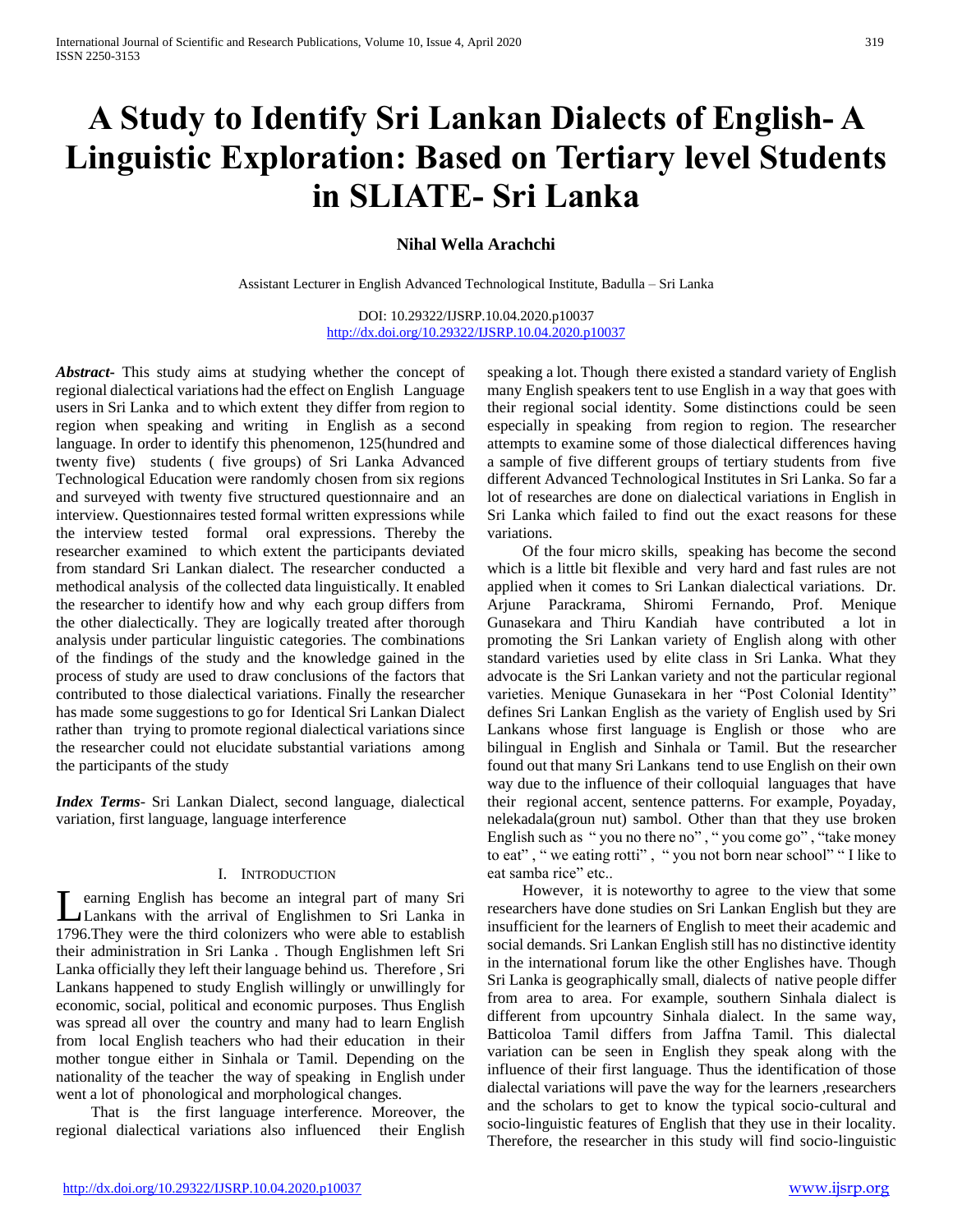# A Study to Identify Sri Lankan Dialects of English- A Linguistic Exploration: Based on Tertiary level Students in SLIATE- Sri Lanka

**Nihal Wella Arachchi**

Assistant Lecturer in English Advanced Technological Institute, Badulla – Sri Lanka

DOI: 10.29322/IJSRP.10.04.2020.p10037
http://dx.doi.org/10.29322/IJSRP.10.04.2020.p10037

***Abstract***- This study aims at studying whether the concept of regional dialectical variations had the effect on English Language users in Sri Lanka and to which extent they differ from region to region when speaking and writing in English as a second language. In order to identify this phenomenon, 125(hundred and twenty five) students ( five groups) of Sri Lanka Advanced Technological Education were randomly chosen from six regions and surveyed with twenty five structured questionnaire and an interview. Questionnaires tested formal written expressions while the interview tested formal oral expressions. Thereby the researcher examined to which extent the participants deviated from standard Sri Lankan dialect. The researcher conducted a methodical analysis of the collected data linguistically. It enabled the researcher to identify how and why each group differs from the other dialectically. They are logically treated after thorough analysis under particular linguistic categories. The combinations of the findings of the study and the knowledge gained in the process of study are used to draw conclusions of the factors that contributed to those dialectical variations. Finally the researcher has made some suggestions to go for Identical Sri Lankan Dialect rather than trying to promote regional dialectical variations since the researcher could not elucidate substantial variations among the participants of the study

***Index Terms***- Sri Lankan Dialect, second language, dialectical variation, first language, language interference

## I. Introduction

Learning English has become an integral part of many Sri Lankans with the arrival of Englishmen to Sri Lanka in 1796.They were the third colonizers who were able to establish their administration in Sri Lanka . Though Englishmen left Sri Lanka officially they left their language behind us. Therefore , Sri Lankans happened to study English willingly or unwillingly for economic, social, political and economic purposes. Thus English was spread all over the country and many had to learn English from local English teachers who had their education in their mother tongue either in Sinhala or Tamil. Depending on the nationality of the teacher the way of speaking in English under went a lot of phonological and morphological changes.

That is the first language interference. Moreover, the regional dialectical variations also influenced their English speaking a lot. Though there existed a standard variety of English many English speakers tent to use English in a way that goes with their regional social identity. Some distinctions could be seen especially in speaking from region to region. The researcher attempts to examine some of those dialectical differences having a sample of five different groups of tertiary students from five different Advanced Technological Institutes in Sri Lanka. So far a lot of researches are done on dialectical variations in English in Sri Lanka which failed to find out the exact reasons for these variations.

Of the four micro skills, speaking has become the second which is a little bit flexible and very hard and fast rules are not applied when it comes to Sri Lankan dialectical variations. Dr. Arjune Parackrama, Shiromi Fernando, Prof. Menique Gunasekara and Thiru Kandiah have contributed a lot in promoting the Sri Lankan variety of English along with other standard varieties used by elite class in Sri Lanka. What they advocate is the Sri Lankan variety and not the particular regional varieties. Menique Gunasekara in her "Post Colonial Identity" defines Sri Lankan English as the variety of English used by Sri Lankans whose first language is English or those who are bilingual in English and Sinhala or Tamil. But the researcher found out that many Sri Lankans tend to use English on their own way due to the influence of their colloquial languages that have their regional accent, sentence patterns. For example, Poyaday, nelekadala(groun nut) sambol. Other than that they use broken English such as " you no there no" , " you come go" , "take money to eat" , " we eating rotti" , " you not born near school" " I like to eat samba rice" etc..

However, it is noteworthy to agree to the view that some researchers have done studies on Sri Lankan English but they are insufficient for the learners of English to meet their academic and social demands. Sri Lankan English still has no distinctive identity in the international forum like the other Englishes have. Though Sri Lanka is geographically small, dialects of native people differ from area to area. For example, southern Sinhala dialect is different from upcountry Sinhala dialect. In the same way, Batticoloa Tamil differs from Jaffna Tamil. This dialectal variation can be seen in English they speak along with the influence of their first language. Thus the identification of those dialectal variations will pave the way for the learners ,researchers and the scholars to get to know the typical socio-cultural and socio-linguistic features of English that they use in their locality. Therefore, the researcher in this study will find socio-linguistic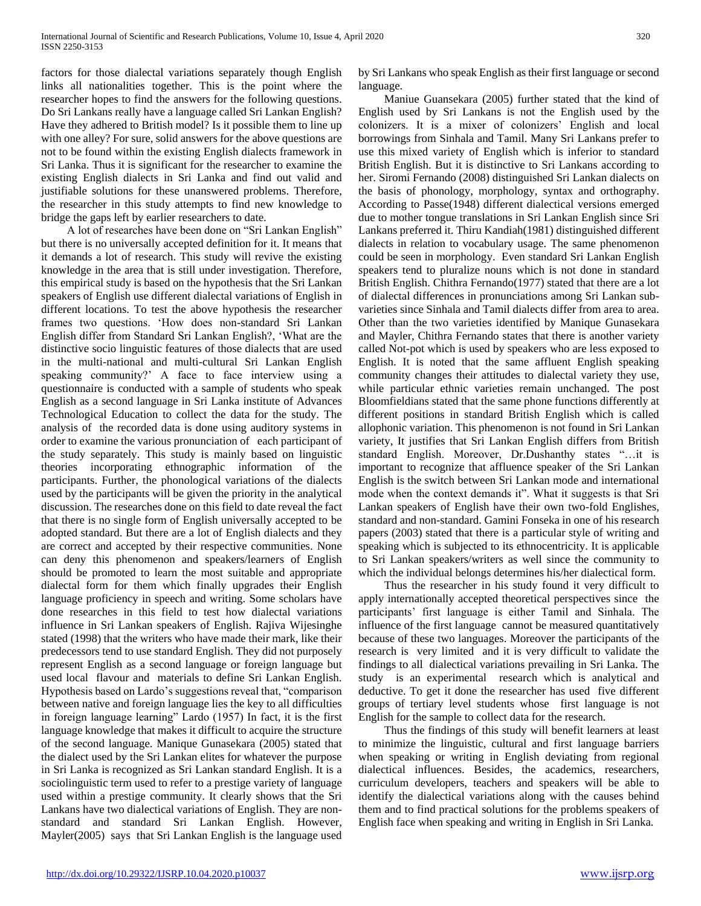factors for those dialectal variations separately though English links all nationalities together. This is the point where the researcher hopes to find the answers for the following questions. Do Sri Lankans really have a language called Sri Lankan English? Have they adhered to British model? Is it possible them to line up with one alley? For sure, solid answers for the above questions are not to be found within the existing English dialects framework in Sri Lanka. Thus it is significant for the researcher to examine the existing English dialects in Sri Lanka and find out valid and justifiable solutions for these unanswered problems. Therefore, the researcher in this study attempts to find new knowledge to bridge the gaps left by earlier researchers to date.

A lot of researches have been done on "Sri Lankan English" but there is no universally accepted definition for it. It means that it demands a lot of research. This study will revive the existing knowledge in the area that is still under investigation. Therefore, this empirical study is based on the hypothesis that the Sri Lankan speakers of English use different dialectal variations of English in different locations. To test the above hypothesis the researcher frames two questions. 'How does non-standard Sri Lankan English differ from Standard Sri Lankan English?, 'What are the distinctive socio linguistic features of those dialects that are used in the multi-national and multi-cultural Sri Lankan English speaking community?' A face to face interview using a questionnaire is conducted with a sample of students who speak English as a second language in Sri Lanka institute of Advances Technological Education to collect the data for the study. The analysis of the recorded data is done using auditory systems in order to examine the various pronunciation of each participant of the study separately. This study is mainly based on linguistic theories incorporating ethnographic information of the participants. Further, the phonological variations of the dialects used by the participants will be given the priority in the analytical discussion. The researches done on this field to date reveal the fact that there is no single form of English universally accepted to be adopted standard. But there are a lot of English dialects and they are correct and accepted by their respective communities. None can deny this phenomenon and speakers/learners of English should be promoted to learn the most suitable and appropriate dialectal form for them which finally upgrades their English language proficiency in speech and writing. Some scholars have done researches in this field to test how dialectal variations influence in Sri Lankan speakers of English. Rajiva Wijesinghe stated (1998) that the writers who have made their mark, like their predecessors tend to use standard English. They did not purposely represent English as a second language or foreign language but used local flavour and materials to define Sri Lankan English. Hypothesis based on Lardo's suggestions reveal that, "comparison between native and foreign language lies the key to all difficulties in foreign language learning" Lardo (1957) In fact, it is the first language knowledge that makes it difficult to acquire the structure of the second language. Manique Gunasekara (2005) stated that the dialect used by the Sri Lankan elites for whatever the purpose in Sri Lanka is recognized as Sri Lankan standard English. It is a sociolinguistic term used to refer to a prestige variety of language used within a prestige community. It clearly shows that the Sri Lankans have two dialectical variations of English. They are non-standard and standard Sri Lankan English. However, Mayler(2005) says that Sri Lankan English is the language used by Sri Lankans who speak English as their first language or second language.

Maniue Guansekara (2005) further stated that the kind of English used by Sri Lankans is not the English used by the colonizers. It is a mixer of colonizers' English and local borrowings from Sinhala and Tamil. Many Sri Lankans prefer to use this mixed variety of English which is inferior to standard British English. But it is distinctive to Sri Lankans according to her. Siromi Fernando (2008) distinguished Sri Lankan dialects on the basis of phonology, morphology, syntax and orthography. According to Passe(1948) different dialectical versions emerged due to mother tongue translations in Sri Lankan English since Sri Lankans preferred it. Thiru Kandiah(1981) distinguished different dialects in relation to vocabulary usage. The same phenomenon could be seen in morphology. Even standard Sri Lankan English speakers tend to pluralize nouns which is not done in standard British English. Chithra Fernando(1977) stated that there are a lot of dialectal differences in pronunciations among Sri Lankan sub-varieties since Sinhala and Tamil dialects differ from area to area. Other than the two varieties identified by Manique Gunasekara and Mayler, Chithra Fernando states that there is another variety called Not-pot which is used by speakers who are less exposed to English. It is noted that the same affluent English speaking community changes their attitudes to dialectal variety they use, while particular ethnic varieties remain unchanged. The post Bloomfieldians stated that the same phone functions differently at different positions in standard British English which is called allophonic variation. This phenomenon is not found in Sri Lankan variety, It justifies that Sri Lankan English differs from British standard English. Moreover, Dr.Dushanthy states "…it is important to recognize that affluence speaker of the Sri Lankan English is the switch between Sri Lankan mode and international mode when the context demands it". What it suggests is that Sri Lankan speakers of English have their own two-fold Englishes, standard and non-standard. Gamini Fonseka in one of his research papers (2003) stated that there is a particular style of writing and speaking which is subjected to its ethnocentricity. It is applicable to Sri Lankan speakers/writers as well since the community to which the individual belongs determines his/her dialectical form.

Thus the researcher in his study found it very difficult to apply internationally accepted theoretical perspectives since the participants' first language is either Tamil and Sinhala. The influence of the first language cannot be measured quantitatively because of these two languages. Moreover the participants of the research is very limited and it is very difficult to validate the findings to all dialectical variations prevailing in Sri Lanka. The study is an experimental research which is analytical and deductive. To get it done the researcher has used five different groups of tertiary level students whose first language is not English for the sample to collect data for the research.

Thus the findings of this study will benefit learners at least to minimize the linguistic, cultural and first language barriers when speaking or writing in English deviating from regional dialectical influences. Besides, the academics, researchers, curriculum developers, teachers and speakers will be able to identify the dialectical variations along with the causes behind them and to find practical solutions for the problems speakers of English face when speaking and writing in English in Sri Lanka.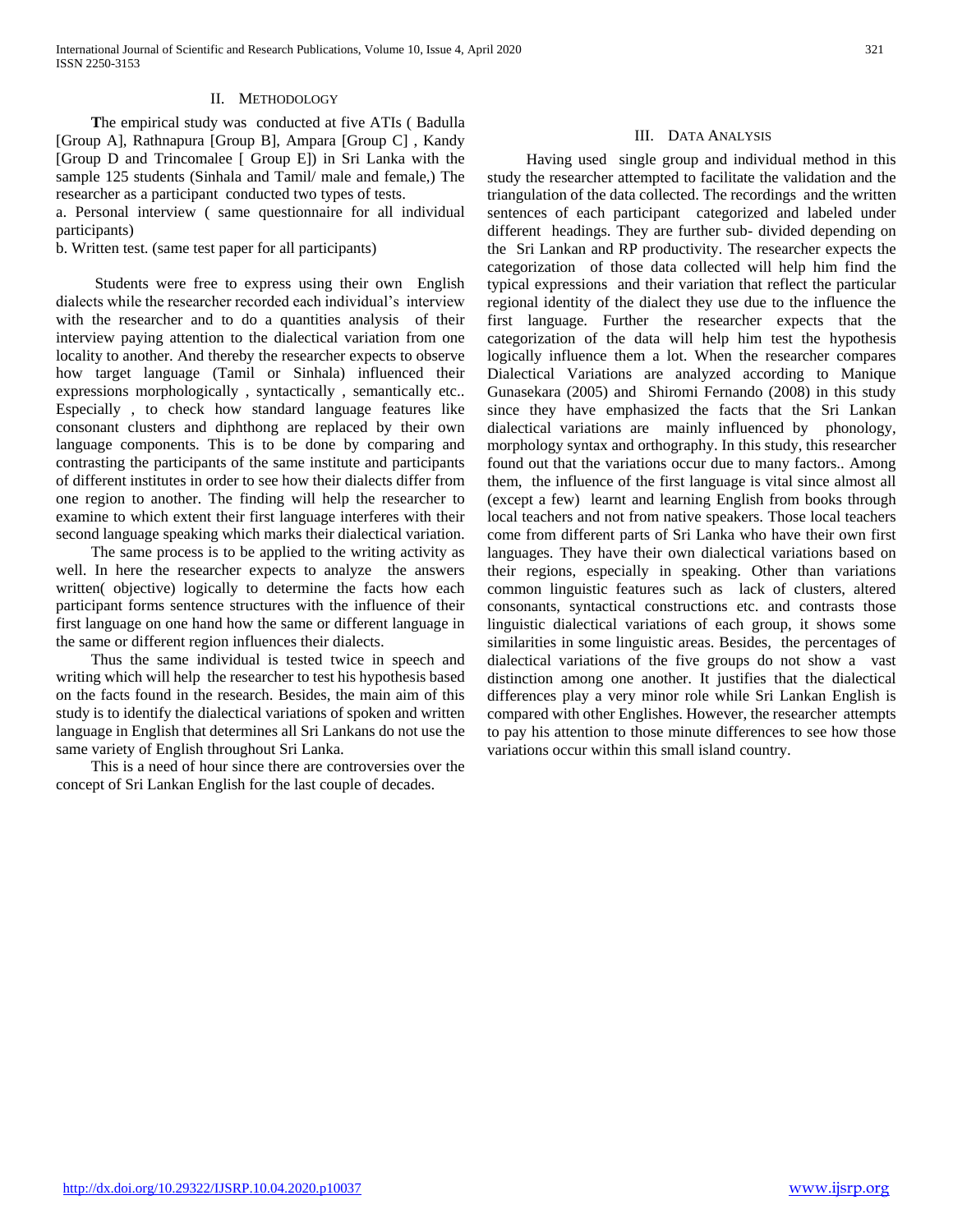## II. Methodology

**T**he empirical study was conducted at five ATIs ( Badulla [Group A], Rathnapura [Group B], Ampara [Group C] , Kandy [Group D and Trincomalee [ Group E]) in Sri Lanka with the sample 125 students (Sinhala and Tamil/ male and female,) The researcher as a participant conducted two types of tests.

a. Personal interview ( same questionnaire for all individual participants)

b. Written test. (same test paper for all participants)

Students were free to express using their own English dialects while the researcher recorded each individual's interview with the researcher and to do a quantities analysis of their interview paying attention to the dialectical variation from one locality to another. And thereby the researcher expects to observe how target language (Tamil or Sinhala) influenced their expressions morphologically , syntactically , semantically etc.. Especially , to check how standard language features like consonant clusters and diphthong are replaced by their own language components. This is to be done by comparing and contrasting the participants of the same institute and participants of different institutes in order to see how their dialects differ from one region to another. The finding will help the researcher to examine to which extent their first language interferes with their second language speaking which marks their dialectical variation.

The same process is to be applied to the writing activity as well. In here the researcher expects to analyze the answers written( objective) logically to determine the facts how each participant forms sentence structures with the influence of their first language on one hand how the same or different language in the same or different region influences their dialects.

Thus the same individual is tested twice in speech and writing which will help the researcher to test his hypothesis based on the facts found in the research. Besides, the main aim of this study is to identify the dialectical variations of spoken and written language in English that determines all Sri Lankans do not use the same variety of English throughout Sri Lanka.

This is a need of hour since there are controversies over the concept of Sri Lankan English for the last couple of decades.

## III. Data Analysis

Having used single group and individual method in this study the researcher attempted to facilitate the validation and the triangulation of the data collected. The recordings and the written sentences of each participant categorized and labeled under different headings. They are further sub- divided depending on the Sri Lankan and RP productivity. The researcher expects the categorization of those data collected will help him find the typical expressions and their variation that reflect the particular regional identity of the dialect they use due to the influence the first language. Further the researcher expects that the categorization of the data will help him test the hypothesis logically influence them a lot. When the researcher compares Dialectical Variations are analyzed according to Manique Gunasekara (2005) and Shiromi Fernando (2008) in this study since they have emphasized the facts that the Sri Lankan dialectical variations are mainly influenced by phonology, morphology syntax and orthography. In this study, this researcher found out that the variations occur due to many factors.. Among them, the influence of the first language is vital since almost all (except a few) learnt and learning English from books through local teachers and not from native speakers. Those local teachers come from different parts of Sri Lanka who have their own first languages. They have their own dialectical variations based on their regions, especially in speaking. Other than variations common linguistic features such as lack of clusters, altered consonants, syntactical constructions etc. and contrasts those linguistic dialectical variations of each group, it shows some similarities in some linguistic areas. Besides, the percentages of dialectical variations of the five groups do not show a vast distinction among one another. It justifies that the dialectical differences play a very minor role while Sri Lankan English is compared with other Englishes. However, the researcher attempts to pay his attention to those minute differences to see how those variations occur within this small island country.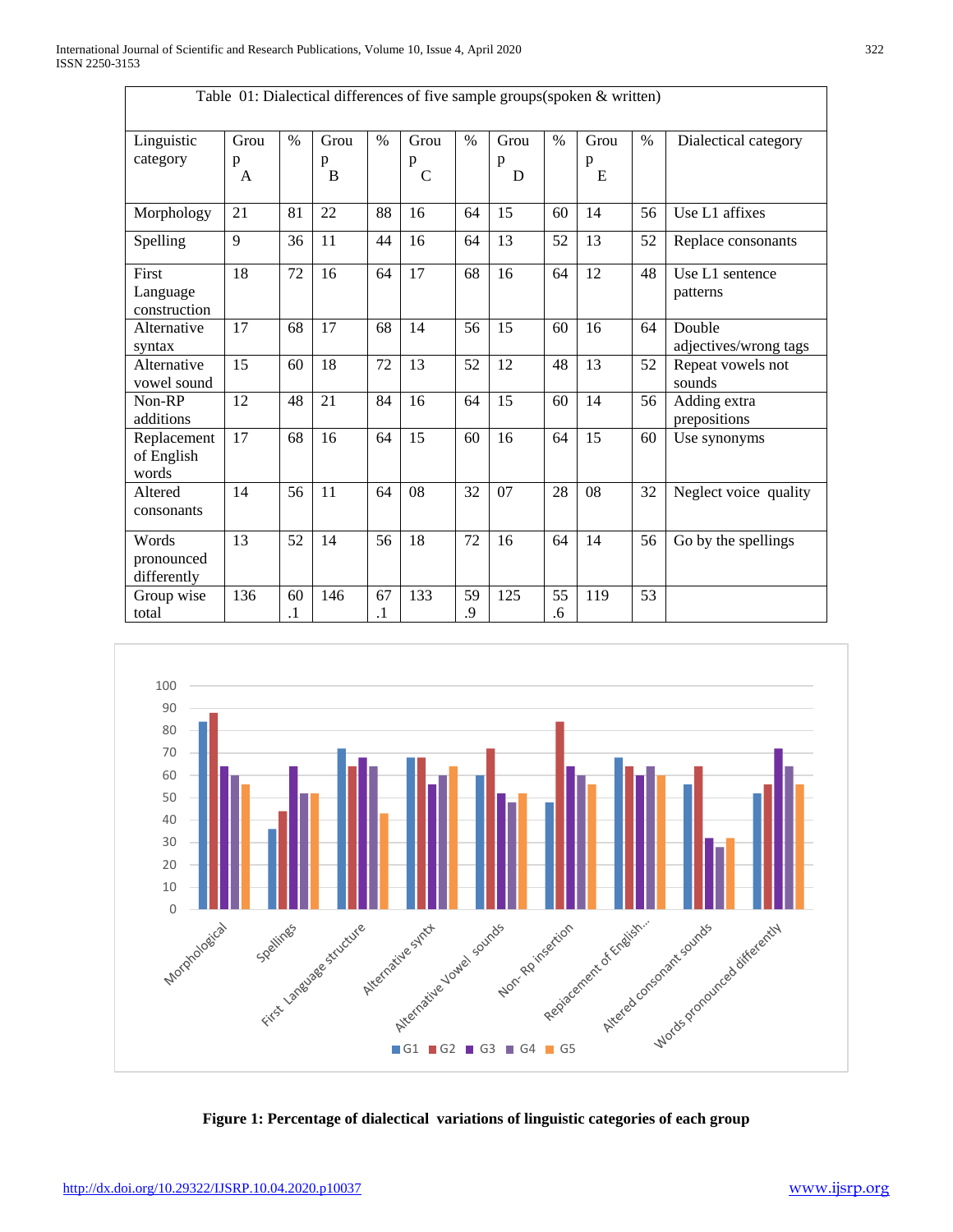Table 01: Dialectical differences of five sample groups(spoken & written)

| Linguistic category | Group A | % | Group B | % | Group C | % | Group D | % | Group E | % | Dialectical category |
|---|---|---|---|---|---|---|---|---|---|---|---|
| Morphology | 21 | 81 | 22 | 88 | 16 | 64 | 15 | 60 | 14 | 56 | Use L1 affixes |
| Spelling | 9 | 36 | 11 | 44 | 16 | 64 | 13 | 52 | 13 | 52 | Replace consonants |
| First Language construction | 18 | 72 | 16 | 64 | 17 | 68 | 16 | 64 | 12 | 48 | Use L1 sentence patterns |
| Alternative syntax | 17 | 68 | 17 | 68 | 14 | 56 | 15 | 60 | 16 | 64 | Double adjectives/wrong tags |
| Alternative vowel sound | 15 | 60 | 18 | 72 | 13 | 52 | 12 | 48 | 13 | 52 | Repeat vowels not sounds |
| Non-RP additions | 12 | 48 | 21 | 84 | 16 | 64 | 15 | 60 | 14 | 56 | Adding extra prepositions |
| Replacement of English words | 17 | 68 | 16 | 64 | 15 | 60 | 16 | 64 | 15 | 60 | Use synonyms |
| Altered consonants | 14 | 56 | 11 | 64 | 08 | 32 | 07 | 28 | 08 | 32 | Neglect voice quality |
| Words pronounced differently | 13 | 52 | 14 | 56 | 18 | 72 | 16 | 64 | 14 | 56 | Go by the spellings |
| Group wise total | 136 | 60.1 | 146 | 67.1 | 133 | 59.9 | 125 | 55.6 | 119 | 53 | |

**Figure 1: Percentage of dialectical variations of linguistic categories of each group**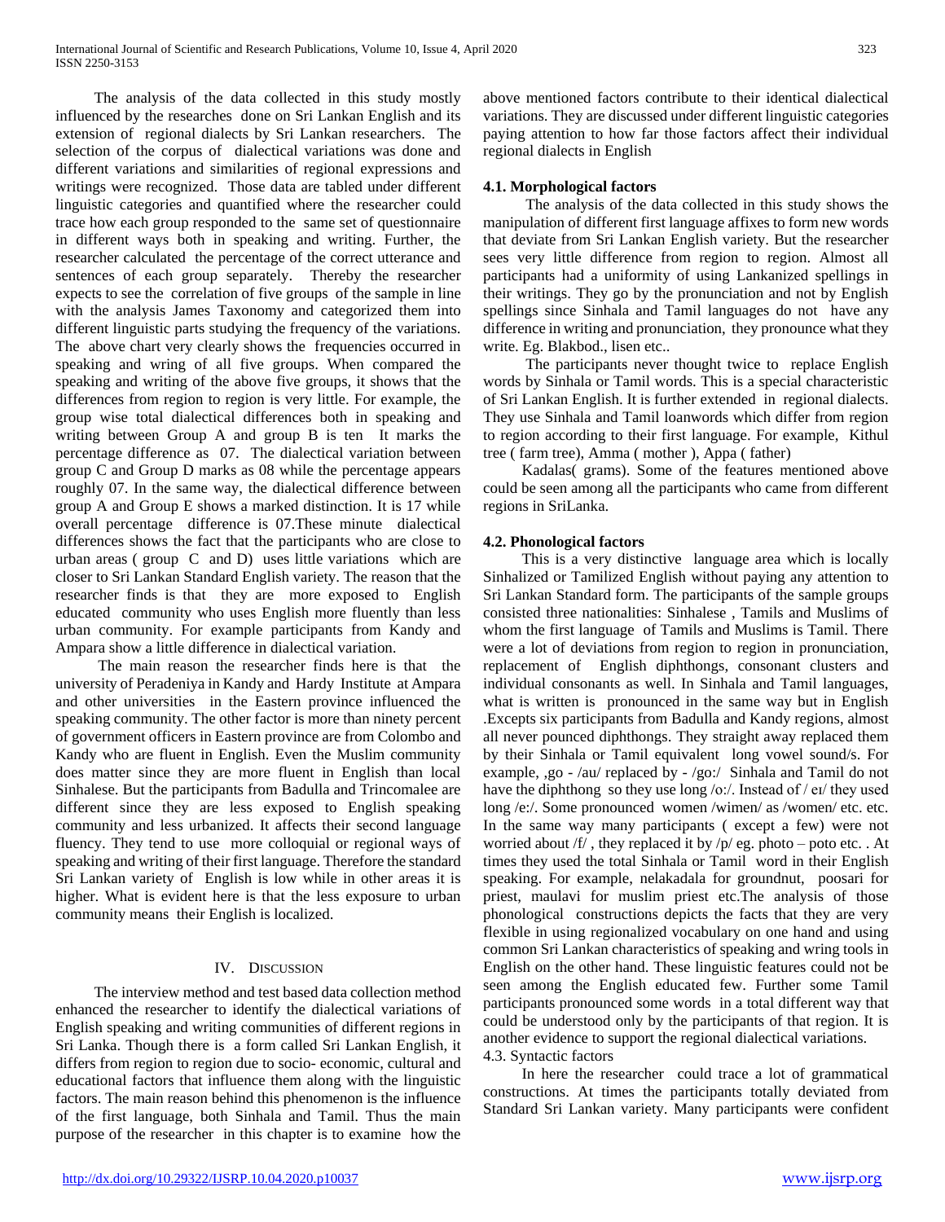The analysis of the data collected in this study mostly influenced by the researches done on Sri Lankan English and its extension of regional dialects by Sri Lankan researchers. The selection of the corpus of dialectical variations was done and different variations and similarities of regional expressions and writings were recognized. Those data are tabled under different linguistic categories and quantified where the researcher could trace how each group responded to the same set of questionnaire in different ways both in speaking and writing. Further, the researcher calculated the percentage of the correct utterance and sentences of each group separately. Thereby the researcher expects to see the correlation of five groups of the sample in line with the analysis James Taxonomy and categorized them into different linguistic parts studying the frequency of the variations. The above chart very clearly shows the frequencies occurred in speaking and wring of all five groups. When compared the speaking and writing of the above five groups, it shows that the differences from region to region is very little. For example, the group wise total dialectical differences both in speaking and writing between Group A and group B is ten It marks the percentage difference as 07. The dialectical variation between group C and Group D marks as 08 while the percentage appears roughly 07. In the same way, the dialectical difference between group A and Group E shows a marked distinction. It is 17 while overall percentage difference is 07.These minute dialectical differences shows the fact that the participants who are close to urban areas ( group C and D) uses little variations which are closer to Sri Lankan Standard English variety. The reason that the researcher finds is that they are more exposed to English educated community who uses English more fluently than less urban community. For example participants from Kandy and Ampara show a little difference in dialectical variation.

The main reason the researcher finds here is that the university of Peradeniya in Kandy and Hardy Institute at Ampara and other universities in the Eastern province influenced the speaking community. The other factor is more than ninety percent of government officers in Eastern province are from Colombo and Kandy who are fluent in English. Even the Muslim community does matter since they are more fluent in English than local Sinhalese. But the participants from Badulla and Trincomalee are different since they are less exposed to English speaking community and less urbanized. It affects their second language fluency. They tend to use more colloquial or regional ways of speaking and writing of their first language. Therefore the standard Sri Lankan variety of English is low while in other areas it is higher. What is evident here is that the less exposure to urban community means their English is localized.

## IV. Discussion

The interview method and test based data collection method enhanced the researcher to identify the dialectical variations of English speaking and writing communities of different regions in Sri Lanka. Though there is a form called Sri Lankan English, it differs from region to region due to socio- economic, cultural and educational factors that influence them along with the linguistic factors. The main reason behind this phenomenon is the influence of the first language, both Sinhala and Tamil. Thus the main purpose of the researcher in this chapter is to examine how the above mentioned factors contribute to their identical dialectical variations. They are discussed under different linguistic categories paying attention to how far those factors affect their individual regional dialects in English

### 4.1. Morphological factors

The analysis of the data collected in this study shows the manipulation of different first language affixes to form new words that deviate from Sri Lankan English variety. But the researcher sees very little difference from region to region. Almost all participants had a uniformity of using Lankanized spellings in their writings. They go by the pronunciation and not by English spellings since Sinhala and Tamil languages do not have any difference in writing and pronunciation, they pronounce what they write. Eg. Blakbod., lisen etc..

The participants never thought twice to replace English words by Sinhala or Tamil words. This is a special characteristic of Sri Lankan English. It is further extended in regional dialects. They use Sinhala and Tamil loanwords which differ from region to region according to their first language. For example, Kithul tree ( farm tree), Amma ( mother ), Appa ( father)

Kadalas( grams). Some of the features mentioned above could be seen among all the participants who came from different regions in SriLanka.

### 4.2. Phonological factors

This is a very distinctive language area which is locally Sinhalized or Tamilized English without paying any attention to Sri Lankan Standard form. The participants of the sample groups consisted three nationalities: Sinhalese , Tamils and Muslims of whom the first language of Tamils and Muslims is Tamil. There were a lot of deviations from region to region in pronunciation, replacement of English diphthongs, consonant clusters and individual consonants as well. In Sinhala and Tamil languages, what is written is pronounced in the same way but in English .Excepts six participants from Badulla and Kandy regions, almost all never pounced diphthongs. They straight away replaced them by their Sinhala or Tamil equivalent long vowel sound/s. For example, ,go - /au/ replaced by - /go:/ Sinhala and Tamil do not have the diphthong so they use long /o:/. Instead of / eɪ/ they used long /e:/. Some pronounced women /wimen/ as /women/ etc. etc. In the same way many participants ( except a few) were not worried about /f/ , they replaced it by /p/ eg. photo – poto etc. . At times they used the total Sinhala or Tamil word in their English speaking. For example, nelakadala for groundnut, poosari for priest, maulavi for muslim priest etc.The analysis of those phonological constructions depicts the facts that they are very flexible in using regionalized vocabulary on one hand and using common Sri Lankan characteristics of speaking and wring tools in English on the other hand. These linguistic features could not be seen among the English educated few. Further some Tamil participants pronounced some words in a total different way that could be understood only by the participants of that region. It is another evidence to support the regional dialectical variations.

4.3. Syntactic factors

In here the researcher could trace a lot of grammatical constructions. At times the participants totally deviated from Standard Sri Lankan variety. Many participants were confident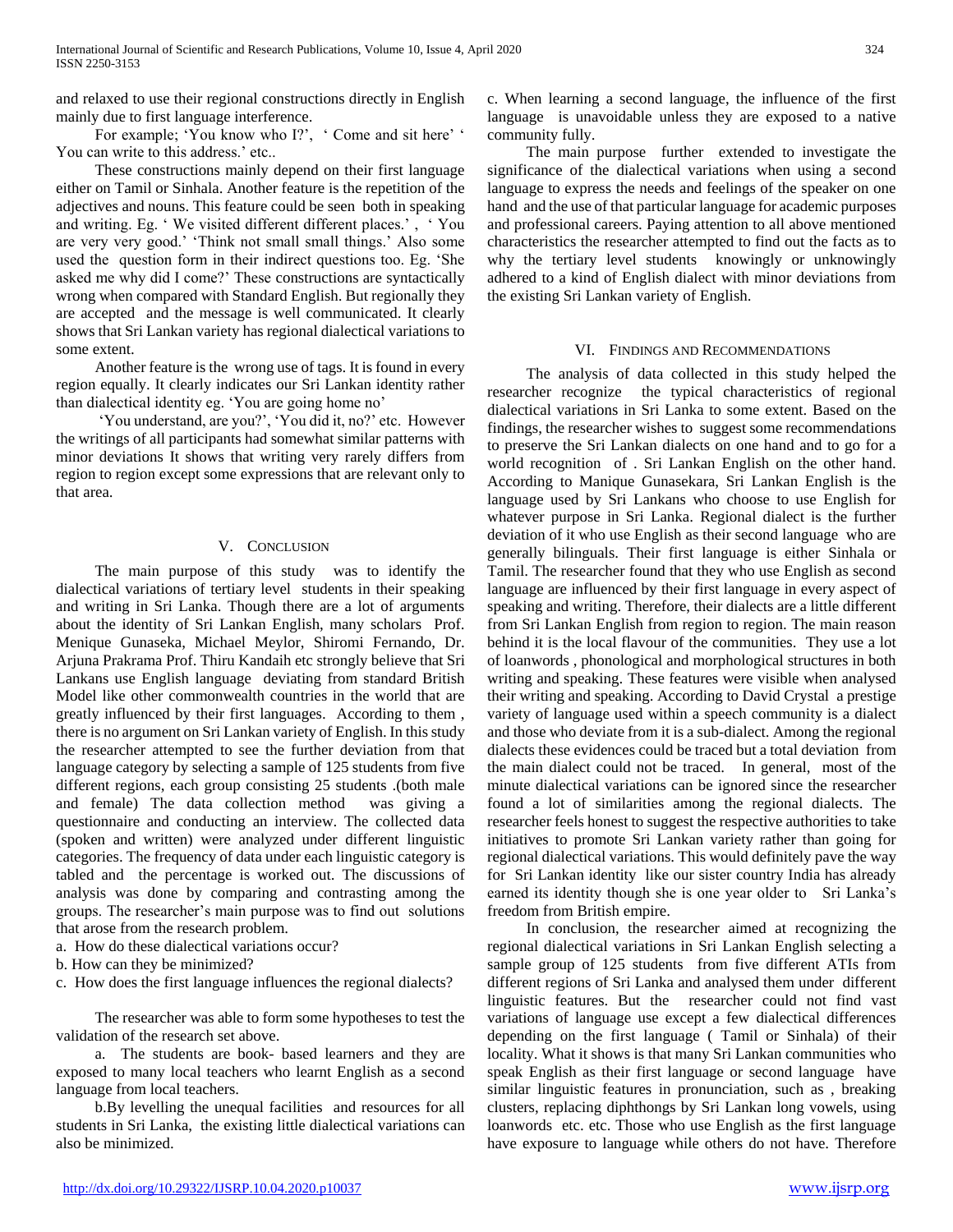and relaxed to use their regional constructions directly in English mainly due to first language interference.

For example; 'You know who I?', ' Come and sit here' ' You can write to this address.' etc..

These constructions mainly depend on their first language either on Tamil or Sinhala. Another feature is the repetition of the adjectives and nouns. This feature could be seen both in speaking and writing. Eg. ' We visited different different places.' , ' You are very very good.' 'Think not small small things.' Also some used the question form in their indirect questions too. Eg. 'She asked me why did I come?' These constructions are syntactically wrong when compared with Standard English. But regionally they are accepted and the message is well communicated. It clearly shows that Sri Lankan variety has regional dialectical variations to some extent.

Another feature is the wrong use of tags. It is found in every region equally. It clearly indicates our Sri Lankan identity rather than dialectical identity eg. 'You are going home no'

'You understand, are you?', 'You did it, no?' etc. However the writings of all participants had somewhat similar patterns with minor deviations It shows that writing very rarely differs from region to region except some expressions that are relevant only to that area.

## V. Conclusion

The main purpose of this study was to identify the dialectical variations of tertiary level students in their speaking and writing in Sri Lanka. Though there are a lot of arguments about the identity of Sri Lankan English, many scholars Prof. Menique Gunaseka, Michael Meylor, Shiromi Fernando, Dr. Arjuna Prakrama Prof. Thiru Kandaih etc strongly believe that Sri Lankans use English language deviating from standard British Model like other commonwealth countries in the world that are greatly influenced by their first languages. According to them , there is no argument on Sri Lankan variety of English. In this study the researcher attempted to see the further deviation from that language category by selecting a sample of 125 students from five different regions, each group consisting 25 students .(both male and female) The data collection method was giving a questionnaire and conducting an interview. The collected data (spoken and written) were analyzed under different linguistic categories. The frequency of data under each linguistic category is tabled and the percentage is worked out. The discussions of analysis was done by comparing and contrasting among the groups. The researcher's main purpose was to find out solutions that arose from the research problem.

a. How do these dialectical variations occur?
b. How can they be minimized?
c. How does the first language influences the regional dialects?

The researcher was able to form some hypotheses to test the validation of the research set above.

a. The students are book- based learners and they are exposed to many local teachers who learnt English as a second language from local teachers.

b.By levelling the unequal facilities and resources for all students in Sri Lanka, the existing little dialectical variations can also be minimized.

c. When learning a second language, the influence of the first language is unavoidable unless they are exposed to a native community fully.

The main purpose further extended to investigate the significance of the dialectical variations when using a second language to express the needs and feelings of the speaker on one hand and the use of that particular language for academic purposes and professional careers. Paying attention to all above mentioned characteristics the researcher attempted to find out the facts as to why the tertiary level students knowingly or unknowingly adhered to a kind of English dialect with minor deviations from the existing Sri Lankan variety of English.

## VI. Findings and Recommendations

The analysis of data collected in this study helped the researcher recognize the typical characteristics of regional dialectical variations in Sri Lanka to some extent. Based on the findings, the researcher wishes to suggest some recommendations to preserve the Sri Lankan dialects on one hand and to go for a world recognition of . Sri Lankan English on the other hand. According to Manique Gunasekara, Sri Lankan English is the language used by Sri Lankans who choose to use English for whatever purpose in Sri Lanka. Regional dialect is the further deviation of it who use English as their second language who are generally bilinguals. Their first language is either Sinhala or Tamil. The researcher found that they who use English as second language are influenced by their first language in every aspect of speaking and writing. Therefore, their dialects are a little different from Sri Lankan English from region to region. The main reason behind it is the local flavour of the communities. They use a lot of loanwords , phonological and morphological structures in both writing and speaking. These features were visible when analysed their writing and speaking. According to David Crystal a prestige variety of language used within a speech community is a dialect and those who deviate from it is a sub-dialect. Among the regional dialects these evidences could be traced but a total deviation from the main dialect could not be traced. In general, most of the minute dialectical variations can be ignored since the researcher found a lot of similarities among the regional dialects. The researcher feels honest to suggest the respective authorities to take initiatives to promote Sri Lankan variety rather than going for regional dialectical variations. This would definitely pave the way for Sri Lankan identity like our sister country India has already earned its identity though she is one year older to Sri Lanka's freedom from British empire.

In conclusion, the researcher aimed at recognizing the regional dialectical variations in Sri Lankan English selecting a sample group of 125 students from five different ATIs from different regions of Sri Lanka and analysed them under different linguistic features. But the researcher could not find vast variations of language use except a few dialectical differences depending on the first language ( Tamil or Sinhala) of their locality. What it shows is that many Sri Lankan communities who speak English as their first language or second language have similar linguistic features in pronunciation, such as , breaking clusters, replacing diphthongs by Sri Lankan long vowels, using loanwords etc. etc. Those who use English as the first language have exposure to language while others do not have. Therefore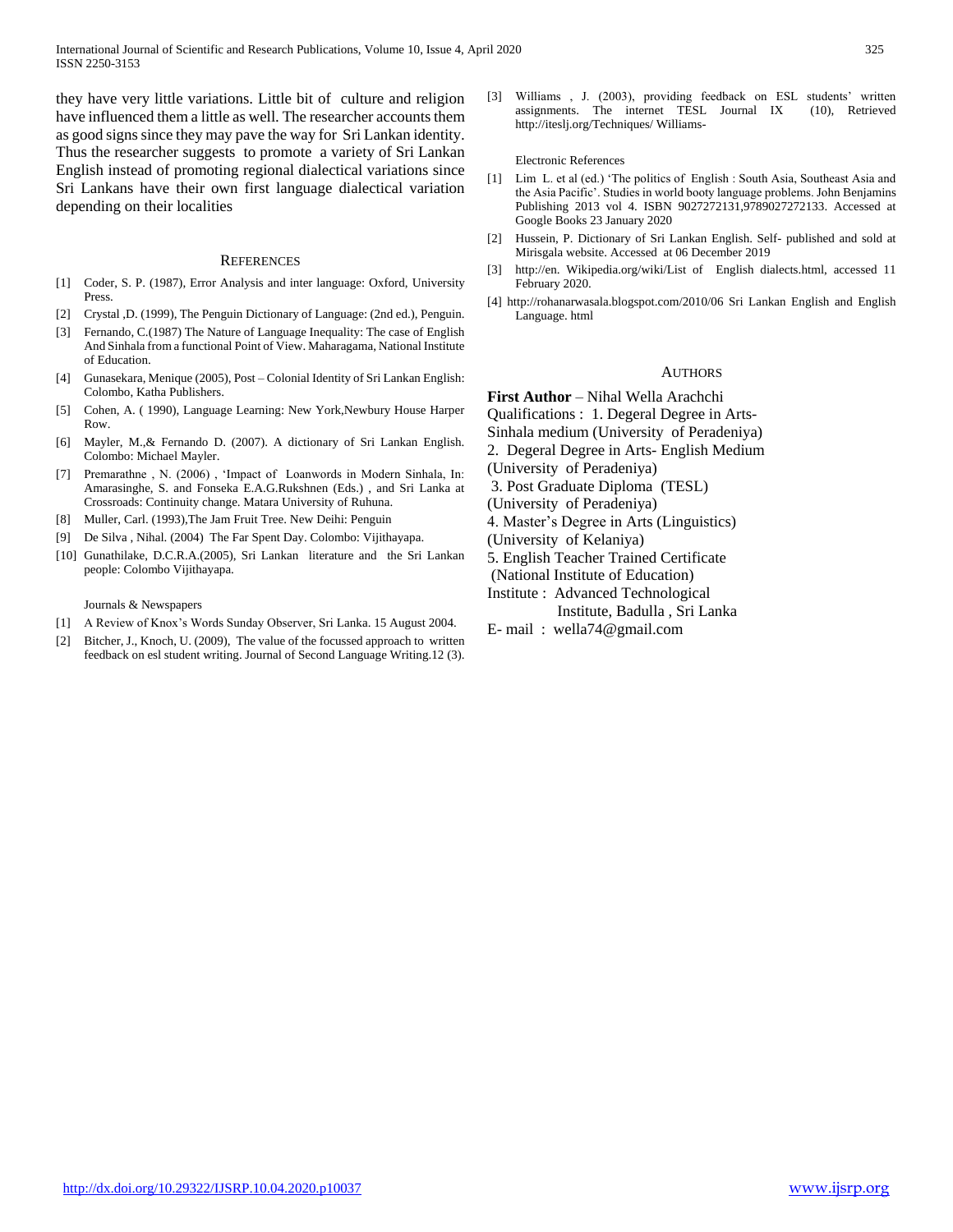they have very little variations. Little bit of culture and religion have influenced them a little as well. The researcher accounts them as good signs since they may pave the way for Sri Lankan identity. Thus the researcher suggests to promote a variety of Sri Lankan English instead of promoting regional dialectical variations since Sri Lankans have their own first language dialectical variation depending on their localities

## REFERENCES

[1] Coder, S. P. (1987), Error Analysis and inter language: Oxford, University Press.

[2] Crystal ,D. (1999), The Penguin Dictionary of Language: (2nd ed.), Penguin.

[3] Fernando, C.(1987) The Nature of Language Inequality: The case of English And Sinhala from a functional Point of View. Maharagama, National Institute of Education.

[4] Gunasekara, Menique (2005), Post – Colonial Identity of Sri Lankan English: Colombo, Katha Publishers.

[5] Cohen, A. ( 1990), Language Learning: New York,Newbury House Harper Row.

[6] Mayler, M.,& Fernando D. (2007). A dictionary of Sri Lankan English. Colombo: Michael Mayler.

[7] Premarathne , N. (2006) , 'Impact of Loanwords in Modern Sinhala, In: Amarasinghe, S. and Fonseka E.A.G.Rukshnen (Eds.) , and Sri Lanka at Crossroads: Continuity change. Matara University of Ruhuna.

[8] Muller, Carl. (1993),The Jam Fruit Tree. New Deihi: Penguin

[9] De Silva , Nihal. (2004) The Far Spent Day. Colombo: Vijithayapa.

[10] Gunathilake, D.C.R.A.(2005), Sri Lankan literature and the Sri Lankan people: Colombo Vijithayapa.

Journals & Newspapers

[1] A Review of Knox's Words Sunday Observer, Sri Lanka. 15 August 2004.

[2] Bitcher, J., Knoch, U. (2009), The value of the focussed approach to written feedback on esl student writing. Journal of Second Language Writing.12 (3).

[3] Williams , J. (2003), providing feedback on ESL students' written assignments. The internet TESL Journal IX (10), Retrieved http://iteslj.org/Techniques/ Williams-

Electronic References

[1] Lim L. et al (ed.) 'The politics of English : South Asia, Southeast Asia and the Asia Pacific'. Studies in world booty language problems. John Benjamins Publishing 2013 vol 4. ISBN 9027272131,9789027272133. Accessed at Google Books 23 January 2020

[2] Hussein, P. Dictionary of Sri Lankan English. Self- published and sold at Mirisgala website. Accessed at 06 December 2019

[3] http://en. Wikipedia.org/wiki/List of English dialects.html, accessed 11 February 2020.

[4] http://rohanarwasala.blogspot.com/2010/06 Sri Lankan English and English Language. html

## AUTHORS

**First Author** – Nihal Wella Arachchi
Qualifications : 1. Degeral Degree in Arts- Sinhala medium (University of Peradeniya)
2. Degeral Degree in Arts- English Medium (University of Peradeniya)
3. Post Graduate Diploma (TESL) (University of Peradeniya)
4. Master's Degree in Arts (Linguistics) (University of Kelaniya)
5. English Teacher Trained Certificate (National Institute of Education)
Institute : Advanced Technological Institute, Badulla , Sri Lanka
E- mail : wella74@gmail.com